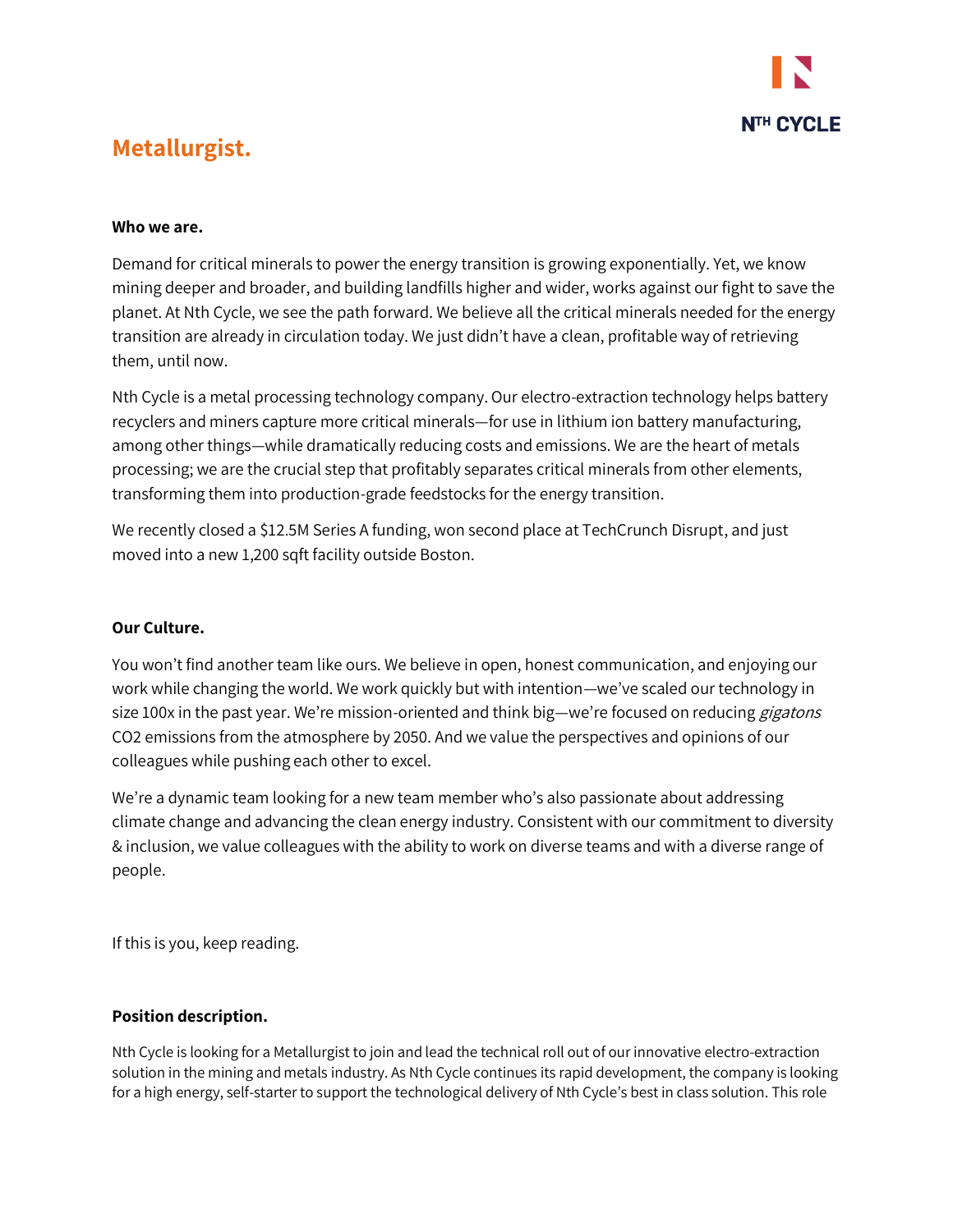# Metallurgist.

**Who we are.**

Demand for critical minerals to power the energy transition is growing exponentially. Yet, we know mining deeper and broader, and building landfills higher and wider, works against our fight to save the planet. At Nth Cycle, we see the path forward. We believe all the critical minerals needed for the energy transition are already in circulation today. We just didn't have a clean, profitable way of retrieving them, until now.

Nth Cycle is a metal processing technology company. Our electro-extraction technology helps battery recyclers and miners capture more critical minerals—for use in lithium ion battery manufacturing, among other things—while dramatically reducing costs and emissions. We are the heart of metals processing; we are the crucial step that profitably separates critical minerals from other elements, transforming them into production-grade feedstocks for the energy transition.

We recently closed a $12.5M Series A funding, won second place at TechCrunch Disrupt, and just moved into a new 1,200 sqft facility outside Boston.

**Our Culture.**

You won't find another team like ours. We believe in open, honest communication, and enjoying our work while changing the world. We work quickly but with intention—we've scaled our technology in size 100x in the past year. We're mission-oriented and think big—we're focused on reducing *gigatons* $CO_2$ emissions from the atmosphere by 2050. And we value the perspectives and opinions of our colleagues while pushing each other to excel.

We're a dynamic team looking for a new team member who's also passionate about addressing climate change and advancing the clean energy industry. Consistent with our commitment to diversity & inclusion, we value colleagues with the ability to work on diverse teams and with a diverse range of people.

If this is you, keep reading.

**Position description.**

Nth Cycle is looking for a Metallurgist to join and lead the technical roll out of our innovative electro-extraction solution in the mining and metals industry. As Nth Cycle continues its rapid development, the company is looking for a high energy, self-starter to support the technological delivery of Nth Cycle's best in class solution. This role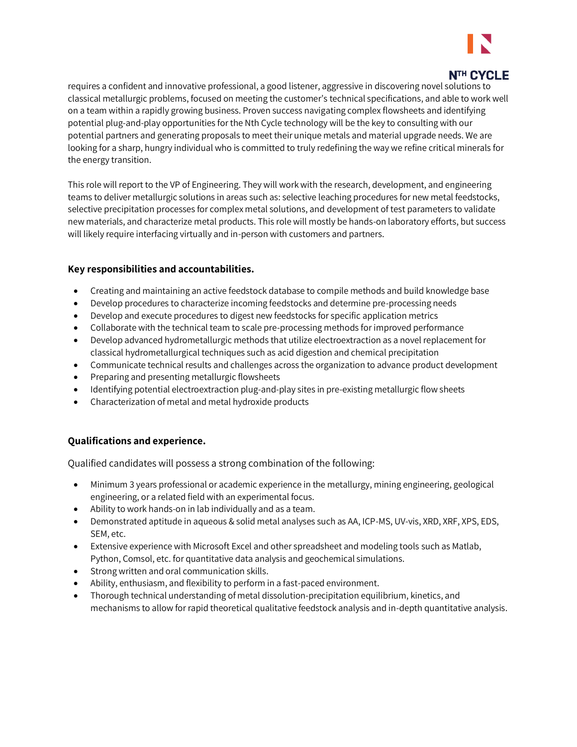requires a confident and innovative professional, a good listener, aggressive in discovering novel solutions to classical metallurgic problems, focused on meeting the customer's technical specifications, and able to work well on a team within a rapidly growing business. Proven success navigating complex flowsheets and identifying potential plug-and-play opportunities for the Nth Cycle technology will be the key to consulting with our potential partners and generating proposals to meet their unique metals and material upgrade needs. We are looking for a sharp, hungry individual who is committed to truly redefining the way we refine critical minerals for the energy transition.

This role will report to the VP of Engineering. They will work with the research, development, and engineering teams to deliver metallurgic solutions in areas such as: selective leaching procedures for new metal feedstocks, selective precipitation processes for complex metal solutions, and development of test parameters to validate new materials, and characterize metal products. This role will mostly be hands-on laboratory efforts, but success will likely require interfacing virtually and in-person with customers and partners.

**Key responsibilities and accountabilities.**

- Creating and maintaining an active feedstock database to compile methods and build knowledge base
- Develop procedures to characterize incoming feedstocks and determine pre-processing needs
- Develop and execute procedures to digest new feedstocks for specific application metrics
- Collaborate with the technical team to scale pre-processing methods for improved performance
- Develop advanced hydrometallurgic methods that utilize electroextraction as a novel replacement for classical hydrometallurgical techniques such as acid digestion and chemical precipitation
- Communicate technical results and challenges across the organization to advance product development
- Preparing and presenting metallurgic flowsheets
- Identifying potential electroextraction plug-and-play sites in pre-existing metallurgic flow sheets
- Characterization of metal and metal hydroxide products

**Qualifications and experience.**

Qualified candidates will possess a strong combination of the following:

- Minimum 3 years professional or academic experience in the metallurgy, mining engineering, geological engineering, or a related field with an experimental focus.
- Ability to work hands-on in lab individually and as a team.
- Demonstrated aptitude in aqueous & solid metal analyses such as AA, ICP-MS, UV-vis, XRD, XRF, XPS, EDS, SEM, etc.
- Extensive experience with Microsoft Excel and other spreadsheet and modeling tools such as Matlab, Python, Comsol, etc. for quantitative data analysis and geochemical simulations.
- Strong written and oral communication skills.
- Ability, enthusiasm, and flexibility to perform in a fast-paced environment.
- Thorough technical understanding of metal dissolution-precipitation equilibrium, kinetics, and mechanisms to allow for rapid theoretical qualitative feedstock analysis and in-depth quantitative analysis.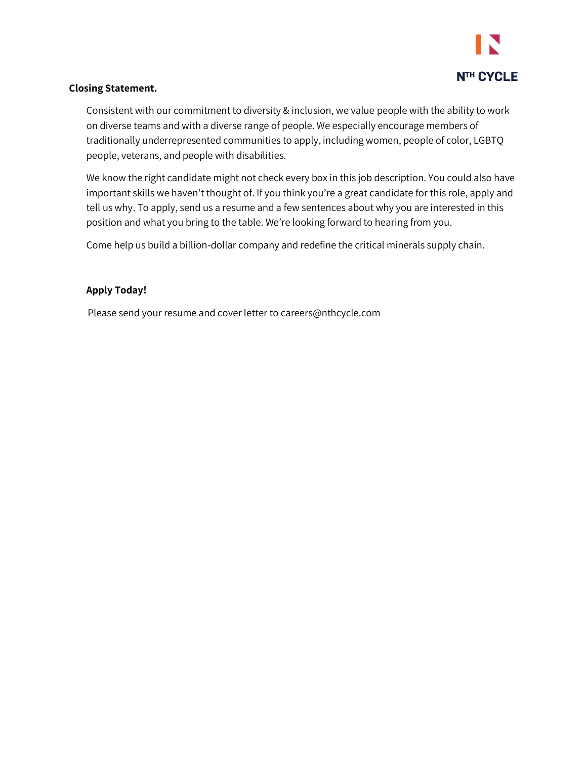**Closing Statement.**

Consistent with our commitment to diversity & inclusion, we value people with the ability to work on diverse teams and with a diverse range of people. We especially encourage members of traditionally underrepresented communities to apply, including women, people of color, LGBTQ people, veterans, and people with disabilities.

We know the right candidate might not check every box in this job description. You could also have important skills we haven't thought of. If you think you're a great candidate for this role, apply and tell us why. To apply, send us a resume and a few sentences about why you are interested in this position and what you bring to the table. We're looking forward to hearing from you.

Come help us build a billion-dollar company and redefine the critical minerals supply chain.

**Apply Today!**

Please send your resume and cover letter to careers@nthcycle.com